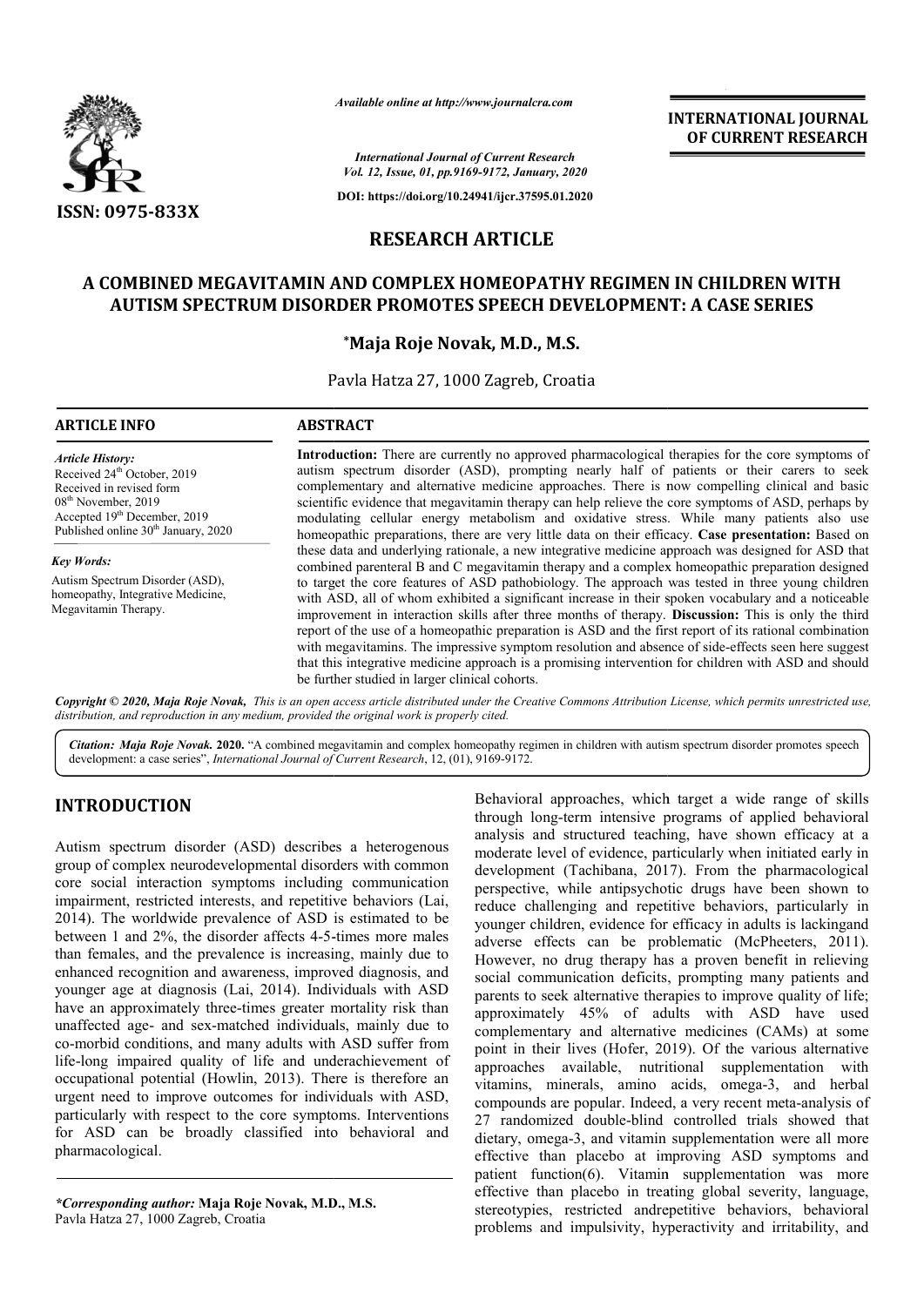ISSN: 0975-833X

*Available online at http://www.journalcra.com*

*International Journal of Current Research*
*Vol. 12, Issue, 01, pp.9169-9172, January, 2020*

**DOI: https://doi.org/10.24941/ijcr.37595.01.2020**

**INTERNATIONAL JOURNAL OF CURRENT RESEARCH**

# RESEARCH ARTICLE

# A COMBINED MEGAVITAMIN AND COMPLEX HOMEOPATHY REGIMEN IN CHILDREN WITH AUTISM SPECTRUM DISORDER PROMOTES SPEECH DEVELOPMENT: A CASE SERIES

**\*Maja Roje Novak, M.D., M.S.**

Pavla Hatza 27, 1000 Zagreb, Croatia

## ARTICLE INFO

*Article History:*
Received 24th October, 2019
Received in revised form
08th November, 2019
Accepted 19th December, 2019
Published online 30th January, 2020

*Key Words:*
Autism Spectrum Disorder (ASD), homeopathy, Integrative Medicine, Megavitamin Therapy.

## ABSTRACT

**Introduction:** There are currently no approved pharmacological therapies for the core symptoms of autism spectrum disorder (ASD), prompting nearly half of patients or their carers to seek complementary and alternative medicine approaches. There is now compelling clinical and basic scientific evidence that megavitamin therapy can help relieve the core symptoms of ASD, perhaps by modulating cellular energy metabolism and oxidative stress. While many patients also use homeopathic preparations, there are very little data on their efficacy. **Case presentation:** Based on these data and underlying rationale, a new integrative medicine approach was designed for ASD that combined parenteral B and C megavitamin therapy and a complex homeopathic preparation designed to target the core features of ASD pathobiology. The approach was tested in three young children with ASD, all of whom exhibited a significant increase in their spoken vocabulary and a noticeable improvement in interaction skills after three months of therapy. **Discussion:** This is only the third report of the use of a homeopathic preparation is ASD and the first report of its rational combination with megavitamins. The impressive symptom resolution and absence of side-effects seen here suggest that this integrative medicine approach is a promising intervention for children with ASD and should be further studied in larger clinical cohorts.

***Copyright © 2020, Maja Roje Novak,** This is an open access article distributed under the Creative Commons Attribution License, which permits unrestricted use, distribution, and reproduction in any medium, provided the original work is properly cited.*

***Citation: Maja Roje Novak. 2020.** "A combined megavitamin and complex homeopathy regimen in children with autism spectrum disorder promotes speech development: a case series", International Journal of Current Research, 12, (01), 9169-9172.*

## INTRODUCTION

Autism spectrum disorder (ASD) describes a heterogenous group of complex neurodevelopmental disorders with common core social interaction symptoms including communication impairment, restricted interests, and repetitive behaviors (Lai, 2014). The worldwide prevalence of ASD is estimated to be between 1 and 2%, the disorder affects 4-5-times more males than females, and the prevalence is increasing, mainly due to enhanced recognition and awareness, improved diagnosis, and younger age at diagnosis (Lai, 2014). Individuals with ASD have an approximately three-times greater mortality risk than unaffected age- and sex-matched individuals, mainly due to co-morbid conditions, and many adults with ASD suffer from life-long impaired quality of life and underachievement of occupational potential (Howlin, 2013). There is therefore an urgent need to improve outcomes for individuals with ASD, particularly with respect to the core symptoms. Interventions for ASD can be broadly classified into behavioral and pharmacological.

Behavioral approaches, which target a wide range of skills through long-term intensive programs of applied behavioral analysis and structured teaching, have shown efficacy at a moderate level of evidence, particularly when initiated early in development (Tachibana, 2017). From the pharmacological perspective, while antipsychotic drugs have been shown to reduce challenging and repetitive behaviors, particularly in younger children, evidence for efficacy in adults is lackingand adverse effects can be problematic (McPheeters, 2011). However, no drug therapy has a proven benefit in relieving social communication deficits, prompting many patients and parents to seek alternative therapies to improve quality of life; approximately 45% of adults with ASD have used complementary and alternative medicines (CAMs) at some point in their lives (Hofer, 2019). Of the various alternative approaches available, nutritional supplementation with vitamins, minerals, amino acids, omega-3, and herbal compounds are popular. Indeed, a very recent meta-analysis of 27 randomized double-blind controlled trials showed that dietary, omega-3, and vitamin supplementation were all more effective than placebo at improving ASD symptoms and patient function(6). Vitamin supplementation was more effective than placebo in treating global severity, language, stereotypies, restricted andrepetitive behaviors, behavioral problems and impulsivity, hyperactivity and irritability, and

*\*Corresponding author:* **Maja Roje Novak, M.D., M.S.**
Pavla Hatza 27, 1000 Zagreb, Croatia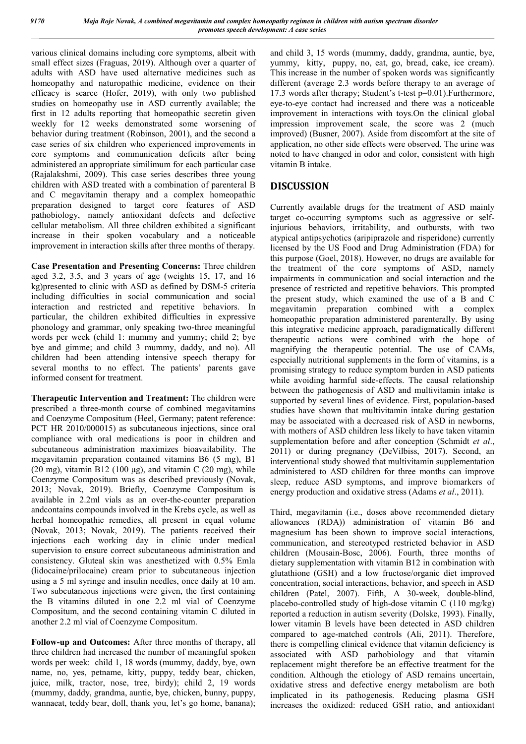various clinical domains including core symptoms, albeit with small effect sizes (Fraguas, 2019). Although over a quarter of adults with ASD have used alternative medicines such as homeopathy and naturopathic medicine, evidence on their efficacy is scarce (Hofer, 2019), with only two published studies on homeopathy use in ASD currently available; the first in 12 adults reporting that homeopathic secretin given weekly for 12 weeks demonstrated some worsening of behavior during treatment (Robinson, 2001), and the second a case series of six children who experienced improvements in core symptoms and communication deficits after being administered an appropriate similimum for each particular case (Rajalakshmi, 2009). This case series describes three young children with ASD treated with a combination of parenteral B and C megavitamin therapy and a complex homeopathic preparation designed to target core features of ASD pathobiology, namely antioxidant defects and defective cellular metabolism. All three children exhibited a significant increase in their spoken vocabulary and a noticeable improvement in interaction skills after three months of therapy.

**Case Presentation and Presenting Concerns:** Three children aged 3.2, 3.5, and 3 years of age (weights 15, 17, and 16 kg)presented to clinic with ASD as defined by DSM-5 criteria including difficulties in social communication and social interaction and restricted and repetitive behaviors. In particular, the children exhibited difficulties in expressive phonology and grammar, only speaking two-three meaningful words per week (child 1: mummy and yummy; child 2; bye bye and gimme; and child 3 mummy, daddy, and no). All children had been attending intensive speech therapy for several months to no effect. The patients' parents gave informed consent for treatment.

**Therapeutic Intervention and Treatment:** The children were prescribed a three-month course of combined megavitamins and Coenzyme Compositum (Heel, Germany; patent reference: PCT HR 2010/000015) as subcutaneous injections, since oral compliance with oral medications is poor in children and subcutaneous administration maximizes bioavailability. The megavitamin preparation contained vitamins B6 (5 mg), B1 (20 mg), vitamin B12 (100 µg), and vitamin C (20 mg), while Coenzyme Compositum was as described previously (Novak, 2013; Novak, 2019). Briefly, Coenzyme Compositum is available in 2.2ml vials as an over-the-counter preparation andcontains compounds involved in the Krebs cycle, as well as herbal homeopathic remedies, all present in equal volume (Novak, 2013; Novak, 2019). The patients received their injections each working day in clinic under medical supervision to ensure correct subcutaneous administration and consistency. Gluteal skin was anesthetized with 0.5% Emla (lidocaine/prilocaine) cream prior to subcutaneous injection using a 5 ml syringe and insulin needles, once daily at 10 am. Two subcutaneous injections were given, the first containing the B vitamins diluted in one 2.2 ml vial of Coenzyme Compositum, and the second containing vitamin C diluted in another 2.2 ml vial of Coenzyme Compositum.

**Follow-up and Outcomes:** After three months of therapy, all three children had increased the number of meaningful spoken words per week: child 1, 18 words (mummy, daddy, bye, own name, no, yes, petname, kitty, puppy, teddy bear, chicken, juice, milk, tractor, nose, tree, birdy); child 2, 19 words (mummy, daddy, grandma, auntie, bye, chicken, bunny, puppy, wannaeat, teddy bear, doll, thank you, let's go home, banana); and child 3, 15 words (mummy, daddy, grandma, auntie, bye, yummy, kitty, puppy, no, eat, go, bread, cake, ice cream). This increase in the number of spoken words was significantly different (average 2.3 words before therapy to an average of 17.3 words after therapy; Student's t-test $p=0.01$).Furthermore, eye-to-eye contact had increased and there was a noticeable improvement in interactions with toys.On the clinical global impression improvement scale, the score was 2 (much improved) (Busner, 2007). Aside from discomfort at the site of application, no other side effects were observed. The urine was noted to have changed in odor and color, consistent with high vitamin B intake.

## DISCUSSION

Currently available drugs for the treatment of ASD mainly target co-occurring symptoms such as aggressive or self-injurious behaviors, irritability, and outbursts, with two atypical antipsychotics (aripiprazole and risperidone) currently licensed by the US Food and Drug Administration (FDA) for this purpose (Goel, 2018). However, no drugs are available for the treatment of the core symptoms of ASD, namely impairments in communication and social interaction and the presence of restricted and repetitive behaviors. This prompted the present study, which examined the use of a B and C megavitamin preparation combined with a complex homeopathic preparation administered parenterally. By using this integrative medicine approach, paradigmatically different therapeutic actions were combined with the hope of magnifying the therapeutic potential. The use of CAMs, especially nutritional supplements in the form of vitamins, is a promising strategy to reduce symptom burden in ASD patients while avoiding harmful side-effects. The causal relationship between the pathogenesis of ASD and multivitamin intake is supported by several lines of evidence. First, population-based studies have shown that multivitamin intake during gestation may be associated with a decreased risk of ASD in newborns, with mothers of ASD children less likely to have taken vitamin supplementation before and after conception (Schmidt *et al*., 2011) or during pregnancy (DeVilbiss, 2017). Second, an interventional study showed that multivitamin supplementation administered to ASD children for three months can improve sleep, reduce ASD symptoms, and improve biomarkers of energy production and oxidative stress (Adams *et al*., 2011).

Third, megavitamin (i.e., doses above recommended dietary allowances (RDA)) administration of vitamin B6 and magnesium has been shown to improve social interactions, communication, and stereotyped restricted behavior in ASD children (Mousain-Bosc, 2006). Fourth, three months of dietary supplementation with vitamin B12 in combination with glutathione (GSH) and a low fructose/organic diet improved concentration, social interactions, behavior, and speech in ASD children (Patel, 2007). Fifth, A 30-week, double-blind, placebo-controlled study of high-dose vitamin C (110 mg/kg) reported a reduction in autism severity (Dolske, 1993). Finally, lower vitamin B levels have been detected in ASD children compared to age-matched controls (Ali, 2011). Therefore, there is compelling clinical evidence that vitamin deficiency is associated with ASD pathobiology and that vitamin replacement might therefore be an effective treatment for the condition. Although the etiology of ASD remains uncertain, oxidative stress and defective energy metabolism are both implicated in its pathogenesis. Reducing plasma GSH increases the oxidized: reduced GSH ratio, and antioxidant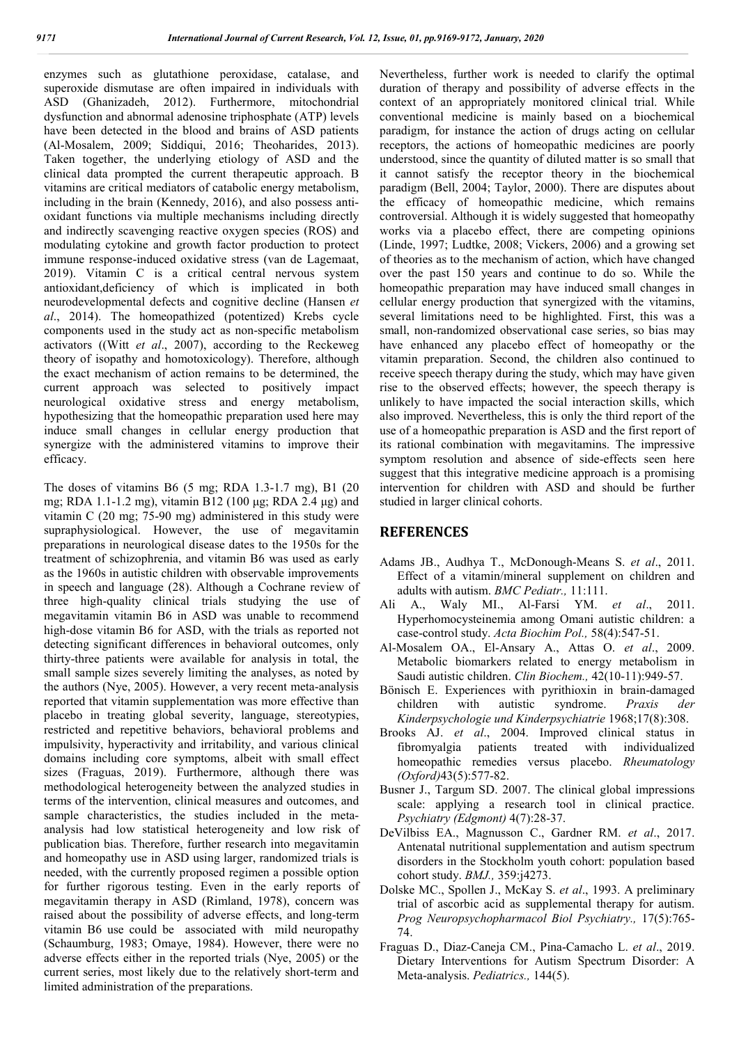enzymes such as glutathione peroxidase, catalase, and superoxide dismutase are often impaired in individuals with ASD (Ghanizadeh, 2012). Furthermore, mitochondrial dysfunction and abnormal adenosine triphosphate (ATP) levels have been detected in the blood and brains of ASD patients (Al-Mosalem, 2009; Siddiqui, 2016; Theoharides, 2013). Taken together, the underlying etiology of ASD and the clinical data prompted the current therapeutic approach. B vitamins are critical mediators of catabolic energy metabolism, including in the brain (Kennedy, 2016), and also possess anti-oxidant functions via multiple mechanisms including directly and indirectly scavenging reactive oxygen species (ROS) and modulating cytokine and growth factor production to protect immune response-induced oxidative stress (van de Lagemaat, 2019). Vitamin C is a critical central nervous system antioxidant,deficiency of which is implicated in both neurodevelopmental defects and cognitive decline (Hansen *et al*., 2014). The homeopathized (potentized) Krebs cycle components used in the study act as non-specific metabolism activators ((Witt *et al*., 2007), according to the Reckeweg theory of isopathy and homotoxicology). Therefore, although the exact mechanism of action remains to be determined, the current approach was selected to positively impact neurological oxidative stress and energy metabolism, hypothesizing that the homeopathic preparation used here may induce small changes in cellular energy production that synergize with the administered vitamins to improve their efficacy.

The doses of vitamins B6 (5 mg; RDA 1.3-1.7 mg), B1 (20 mg; RDA 1.1-1.2 mg), vitamin B12 (100 µg; RDA 2.4 µg) and vitamin C (20 mg; 75-90 mg) administered in this study were supraphysiological. However, the use of megavitamin preparations in neurological disease dates to the 1950s for the treatment of schizophrenia, and vitamin B6 was used as early as the 1960s in autistic children with observable improvements in speech and language (28). Although a Cochrane review of three high-quality clinical trials studying the use of megavitamin vitamin B6 in ASD was unable to recommend high-dose vitamin B6 for ASD, with the trials as reported not detecting significant differences in behavioral outcomes, only thirty-three patients were available for analysis in total, the small sample sizes severely limiting the analyses, as noted by the authors (Nye, 2005). However, a very recent meta-analysis reported that vitamin supplementation was more effective than placebo in treating global severity, language, stereotypies, restricted and repetitive behaviors, behavioral problems and impulsivity, hyperactivity and irritability, and various clinical domains including core symptoms, albeit with small effect sizes (Fraguas, 2019). Furthermore, although there was methodological heterogeneity between the analyzed studies in terms of the intervention, clinical measures and outcomes, and sample characteristics, the studies included in the meta-analysis had low statistical heterogeneity and low risk of publication bias. Therefore, further research into megavitamin and homeopathy use in ASD using larger, randomized trials is needed, with the currently proposed regimen a possible option for further rigorous testing. Even in the early reports of megavitamin therapy in ASD (Rimland, 1978), concern was raised about the possibility of adverse effects, and long-term vitamin B6 use could be associated with mild neuropathy (Schaumburg, 1983; Omaye, 1984). However, there were no adverse effects either in the reported trials (Nye, 2005) or the current series, most likely due to the relatively short-term and limited administration of the preparations.

Nevertheless, further work is needed to clarify the optimal duration of therapy and possibility of adverse effects in the context of an appropriately monitored clinical trial. While conventional medicine is mainly based on a biochemical paradigm, for instance the action of drugs acting on cellular receptors, the actions of homeopathic medicines are poorly understood, since the quantity of diluted matter is so small that it cannot satisfy the receptor theory in the biochemical paradigm (Bell, 2004; Taylor, 2000). There are disputes about the efficacy of homeopathic medicine, which remains controversial. Although it is widely suggested that homeopathy works via a placebo effect, there are competing opinions (Linde, 1997; Ludtke, 2008; Vickers, 2006) and a growing set of theories as to the mechanism of action, which have changed over the past 150 years and continue to do so. While the homeopathic preparation may have induced small changes in cellular energy production that synergized with the vitamins, several limitations need to be highlighted. First, this was a small, non-randomized observational case series, so bias may have enhanced any placebo effect of homeopathy or the vitamin preparation. Second, the children also continued to receive speech therapy during the study, which may have given rise to the observed effects; however, the speech therapy is unlikely to have impacted the social interaction skills, which also improved. Nevertheless, this is only the third report of the use of a homeopathic preparation is ASD and the first report of its rational combination with megavitamins. The impressive symptom resolution and absence of side-effects seen here suggest that this integrative medicine approach is a promising intervention for children with ASD and should be further studied in larger clinical cohorts.

## REFERENCES

- Adams JB., Audhya T., McDonough-Means S. *et al*., 2011. Effect of a vitamin/mineral supplement on children and adults with autism. *BMC Pediatr.,* 11:111.
- Ali A., Waly MI., Al-Farsi YM. *et al*., 2011. Hyperhomocysteinemia among Omani autistic children: a case-control study. *Acta Biochim Pol.,* 58(4):547-51.
- Al-Mosalem OA., El-Ansary A., Attas O. *et al*., 2009. Metabolic biomarkers related to energy metabolism in Saudi autistic children. *Clin Biochem.,* 42(10-11):949-57.
- Bönisch E. Experiences with pyrithioxin in brain-damaged children with autistic syndrome. *Praxis der Kinderpsychologie und Kinderpsychiatrie* 1968;17(8):308.
- Brooks AJ. *et al*., 2004. Improved clinical status in fibromyalgia patients treated with individualized homeopathic remedies versus placebo. *Rheumatology (Oxford)*43(5):577-82.
- Busner J., Targum SD. 2007. The clinical global impressions scale: applying a research tool in clinical practice. *Psychiatry (Edgmont)* 4(7):28-37.
- DeVilbiss EA., Magnusson C., Gardner RM. *et al*., 2017. Antenatal nutritional supplementation and autism spectrum disorders in the Stockholm youth cohort: population based cohort study. *BMJ.,* 359:j4273.
- Dolske MC., Spollen J., McKay S. *et al*., 1993. A preliminary trial of ascorbic acid as supplemental therapy for autism. *Prog Neuropsychopharmacol Biol Psychiatry.,* 17(5):765-74.
- Fraguas D., Diaz-Caneja CM., Pina-Camacho L. *et al*., 2019. Dietary Interventions for Autism Spectrum Disorder: A Meta-analysis. *Pediatrics.,* 144(5).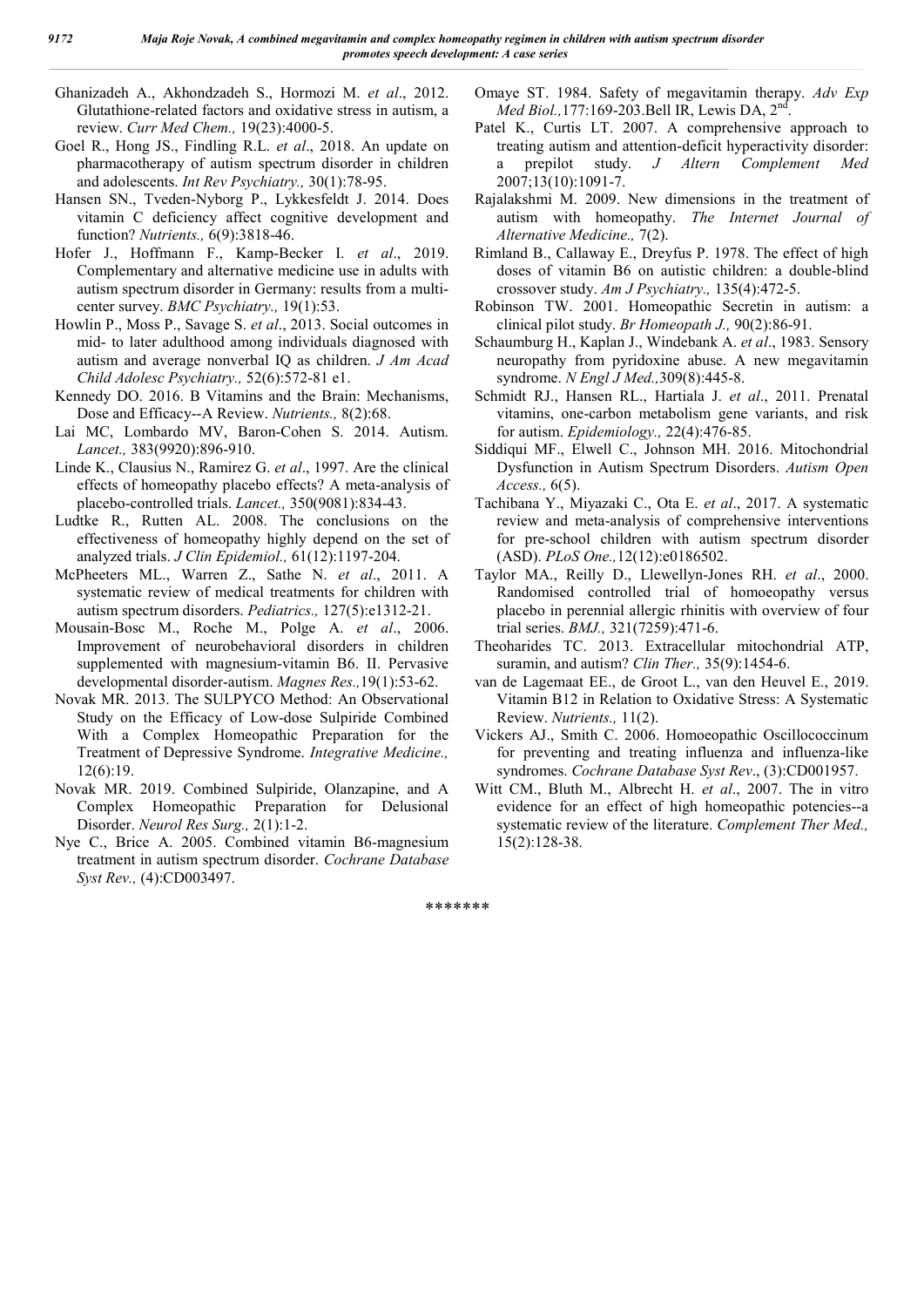Ghanizadeh A., Akhondzadeh S., Hormozi M. *et al*., 2012. Glutathione-related factors and oxidative stress in autism, a review. *Curr Med Chem.,* 19(23):4000-5.

Goel R., Hong JS., Findling R.L. *et al*., 2018. An update on pharmacotherapy of autism spectrum disorder in children and adolescents. *Int Rev Psychiatry.,* 30(1):78-95.

Hansen SN., Tveden-Nyborg P., Lykkesfeldt J. 2014. Does vitamin C deficiency affect cognitive development and function? *Nutrients.,* 6(9):3818-46.

Hofer J., Hoffmann F., Kamp-Becker I. *et al*., 2019. Complementary and alternative medicine use in adults with autism spectrum disorder in Germany: results from a multi-center survey. *BMC Psychiatry.,* 19(1):53.

Howlin P., Moss P., Savage S. *et al*., 2013. Social outcomes in mid- to later adulthood among individuals diagnosed with autism and average nonverbal IQ as children. *J Am Acad Child Adolesc Psychiatry.,* 52(6):572-81 e1.

Kennedy DO. 2016. B Vitamins and the Brain: Mechanisms, Dose and Efficacy--A Review. *Nutrients.,* 8(2):68.

Lai MC, Lombardo MV, Baron-Cohen S. 2014. Autism. *Lancet.,* 383(9920):896-910.

Linde K., Clausius N., Ramirez G. *et al*., 1997. Are the clinical effects of homeopathy placebo effects? A meta-analysis of placebo-controlled trials. *Lancet.,* 350(9081):834-43.

Ludtke R., Rutten AL. 2008. The conclusions on the effectiveness of homeopathy highly depend on the set of analyzed trials. *J Clin Epidemiol.,* 61(12):1197-204.

McPheeters ML., Warren Z., Sathe N. *et al*., 2011. A systematic review of medical treatments for children with autism spectrum disorders. *Pediatrics.,* 127(5):e1312-21.

Mousain-Bosc M., Roche M., Polge A. *et al*., 2006. Improvement of neurobehavioral disorders in children supplemented with magnesium-vitamin B6. II. Pervasive developmental disorder-autism. *Magnes Res.,*19(1):53-62.

Novak MR. 2013. The SULPYCO Method: An Observational Study on the Efficacy of Low-dose Sulpiride Combined With a Complex Homeopathic Preparation for the Treatment of Depressive Syndrome. *Integrative Medicine.,* 12(6):19.

Novak MR. 2019. Combined Sulpiride, Olanzapine, and A Complex Homeopathic Preparation for Delusional Disorder. *Neurol Res Surg.,* 2(1):1-2.

Nye C., Brice A. 2005. Combined vitamin B6-magnesium treatment in autism spectrum disorder. *Cochrane Database Syst Rev.,* (4):CD003497.

Omaye ST. 1984. Safety of megavitamin therapy. *Adv Exp Med Biol.,*177:169-203.Bell IR, Lewis DA, 2[nd].

Patel K., Curtis LT. 2007. A comprehensive approach to treating autism and attention-deficit hyperactivity disorder: a prepilot study. *J Altern Complement Med* 2007;13(10):1091-7.

Rajalakshmi M. 2009. New dimensions in the treatment of autism with homeopathy. *The Internet Journal of Alternative Medicine.,* 7(2).

Rimland B., Callaway E., Dreyfus P. 1978. The effect of high doses of vitamin B6 on autistic children: a double-blind crossover study. *Am J Psychiatry.,* 135(4):472-5.

Robinson TW. 2001. Homeopathic Secretin in autism: a clinical pilot study. *Br Homeopath J.,* 90(2):86-91.

Schaumburg H., Kaplan J., Windebank A. *et al*., 1983. Sensory neuropathy from pyridoxine abuse. A new megavitamin syndrome. *N Engl J Med.,*309(8):445-8.

Schmidt RJ., Hansen RL., Hartiala J. *et al*., 2011. Prenatal vitamins, one-carbon metabolism gene variants, and risk for autism. *Epidemiology.,* 22(4):476-85.

Siddiqui MF., Elwell C., Johnson MH. 2016. Mitochondrial Dysfunction in Autism Spectrum Disorders. *Autism Open Access.,* 6(5).

Tachibana Y., Miyazaki C., Ota E. *et al*., 2017. A systematic review and meta-analysis of comprehensive interventions for pre-school children with autism spectrum disorder (ASD). *PLoS One.,*12(12):e0186502.

Taylor MA., Reilly D., Llewellyn-Jones RH. *et al*., 2000. Randomised controlled trial of homoeopathy versus placebo in perennial allergic rhinitis with overview of four trial series. *BMJ.,* 321(7259):471-6.

Theoharides TC. 2013. Extracellular mitochondrial ATP, suramin, and autism? *Clin Ther.,* 35(9):1454-6.

van de Lagemaat EE., de Groot L., van den Heuvel E., 2019. Vitamin B12 in Relation to Oxidative Stress: A Systematic Review. *Nutrients.,* 11(2).

Vickers AJ., Smith C. 2006. Homoeopathic Oscillococcinum for preventing and treating influenza and influenza-like syndromes. *Cochrane Database Syst Rev*., (3):CD001957.

Witt CM., Bluth M., Albrecht H. *et al*., 2007. The in vitro evidence for an effect of high homeopathic potencies--a systematic review of the literature. *Complement Ther Med.,* 15(2):128-38.

*******